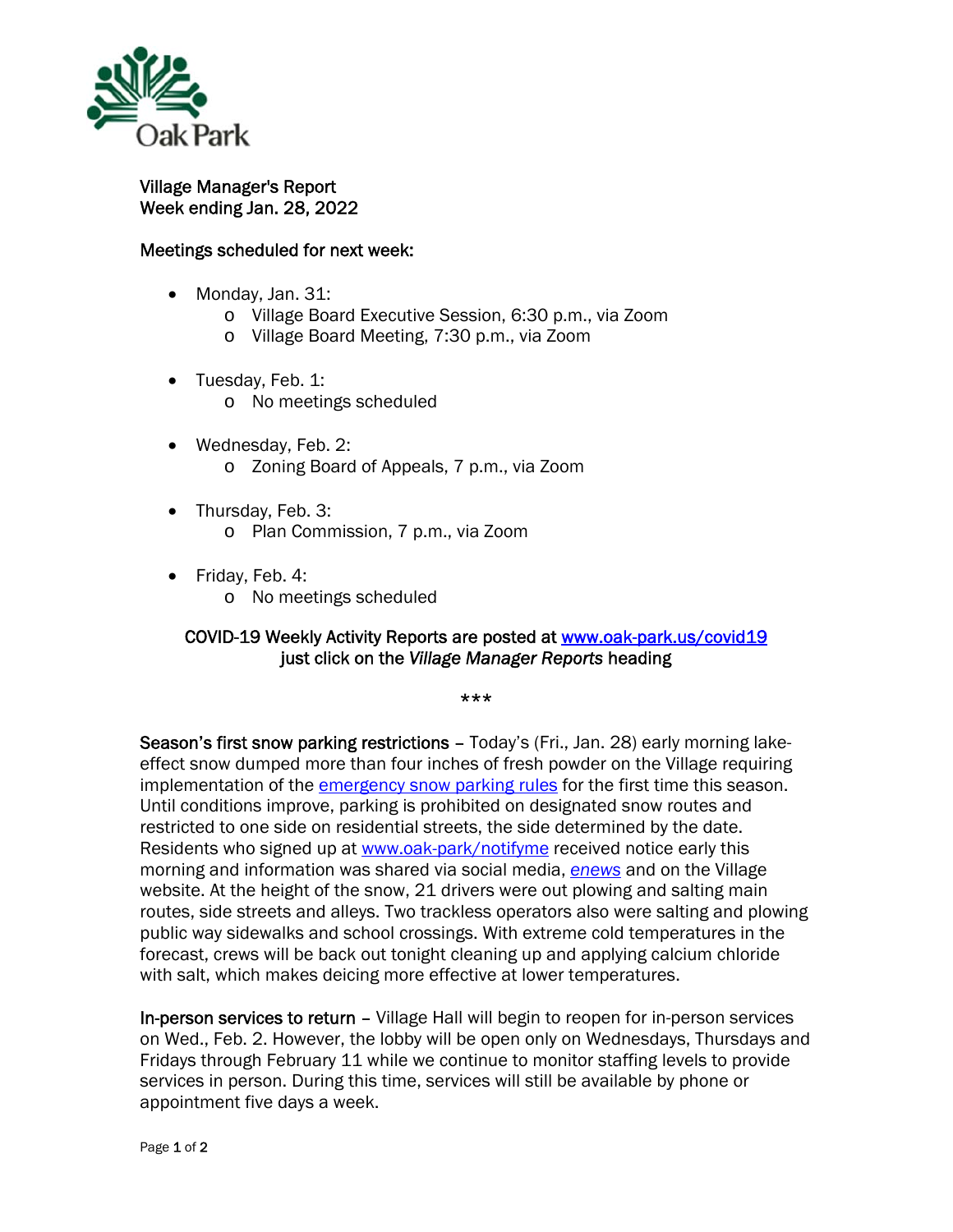Village Manager's Report
Week ending Jan. 28, 2022

Meetings scheduled for next week:

- Monday, Jan. 31:
  - Village Board Executive Session, 6:30 p.m., via Zoom
  - Village Board Meeting, 7:30 p.m., via Zoom
- Tuesday, Feb. 1:
  - No meetings scheduled
- Wednesday, Feb. 2:
  - Zoning Board of Appeals, 7 p.m., via Zoom
- Thursday, Feb. 3:
  - Plan Commission, 7 p.m., via Zoom
- Friday, Feb. 4:
  - No meetings scheduled

COVID-19 Weekly Activity Reports are posted at [www.oak-park.us/covid19](www.oak-park.us/covid19) just click on the *Village Manager Reports* heading

***

**Season's first snow parking restrictions** – Today's (Fri., Jan. 28) early morning lake-effect snow dumped more than four inches of fresh powder on the Village requiring implementation of the emergency snow parking rules for the first time this season. Until conditions improve, parking is prohibited on designated snow routes and restricted to one side on residential streets, the side determined by the date. Residents who signed up at www.oak-park/notifyme received notice early this morning and information was shared via social media, *enews* and on the Village website. At the height of the snow, 21 drivers were out plowing and salting main routes, side streets and alleys. Two trackless operators also were salting and plowing public way sidewalks and school crossings. With extreme cold temperatures in the forecast, crews will be back out tonight cleaning up and applying calcium chloride with salt, which makes deicing more effective at lower temperatures.

**In-person services to return** – Village Hall will begin to reopen for in-person services on Wed., Feb. 2. However, the lobby will be open only on Wednesdays, Thursdays and Fridays through February 11 while we continue to monitor staffing levels to provide services in person. During this time, services will still be available by phone or appointment five days a week.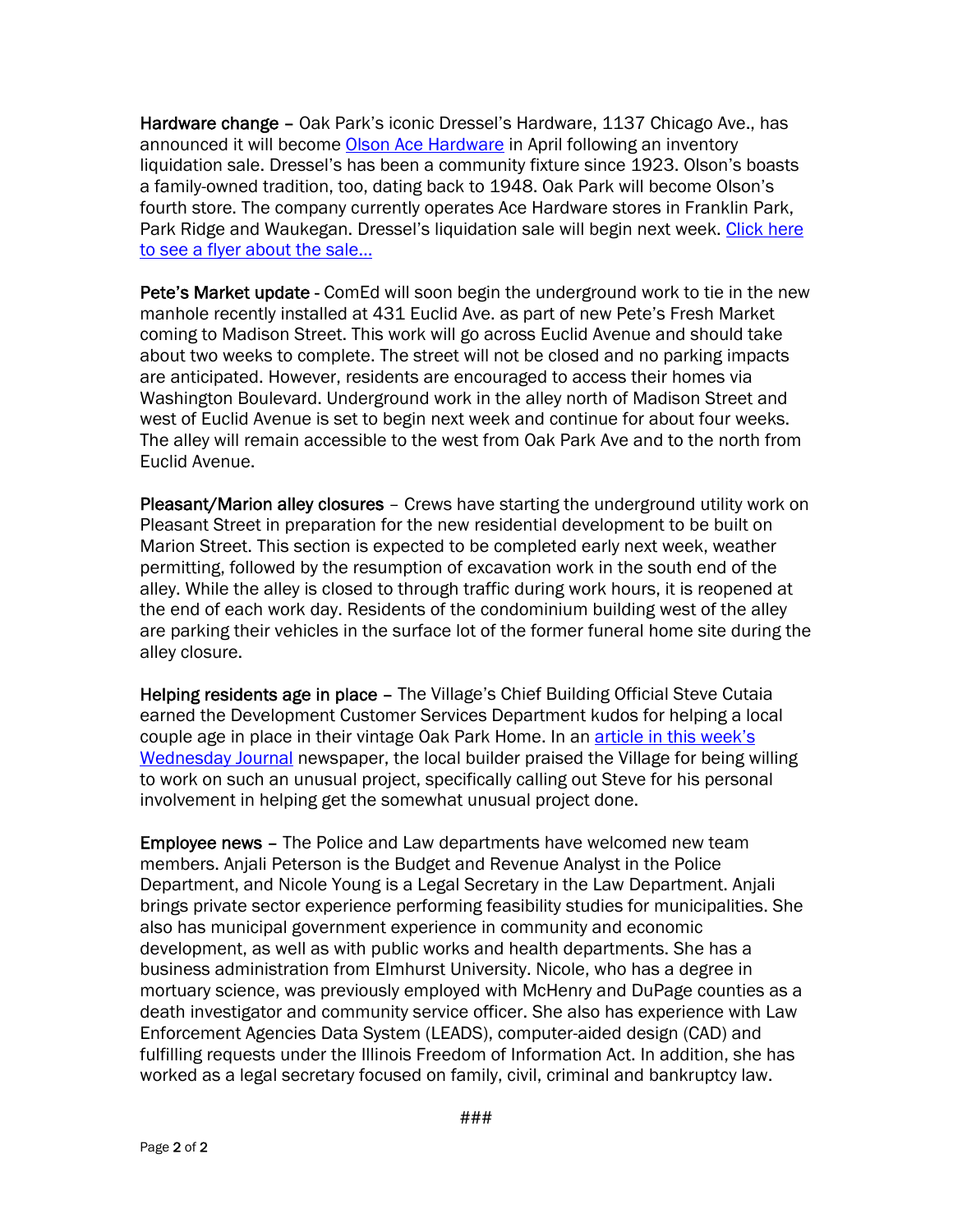**Hardware change** – Oak Park's iconic Dressel's Hardware, 1137 Chicago Ave., has announced it will become [Olson Ace Hardware]() in April following an inventory liquidation sale. Dressel's has been a community fixture since 1923. Olson's boasts a family-owned tradition, too, dating back to 1948. Oak Park will become Olson's fourth store. The company currently operates Ace Hardware stores in Franklin Park, Park Ridge and Waukegan. Dressel's liquidation sale will begin next week. [Click here to see a flyer about the sale…]()

**Pete's Market update** - ComEd will soon begin the underground work to tie in the new manhole recently installed at 431 Euclid Ave. as part of new Pete's Fresh Market coming to Madison Street. This work will go across Euclid Avenue and should take about two weeks to complete. The street will not be closed and no parking impacts are anticipated. However, residents are encouraged to access their homes via Washington Boulevard. Underground work in the alley north of Madison Street and west of Euclid Avenue is set to begin next week and continue for about four weeks. The alley will remain accessible to the west from Oak Park Ave and to the north from Euclid Avenue.

**Pleasant/Marion alley closures** – Crews have starting the underground utility work on Pleasant Street in preparation for the new residential development to be built on Marion Street. This section is expected to be completed early next week, weather permitting, followed by the resumption of excavation work in the south end of the alley. While the alley is closed to through traffic during work hours, it is reopened at the end of each work day. Residents of the condominium building west of the alley are parking their vehicles in the surface lot of the former funeral home site during the alley closure.

**Helping residents age in place** – The Village's Chief Building Official Steve Cutaia earned the Development Customer Services Department kudos for helping a local couple age in place in their vintage Oak Park Home. In an [article in this week's Wednesday Journal]() newspaper, the local builder praised the Village for being willing to work on such an unusual project, specifically calling out Steve for his personal involvement in helping get the somewhat unusual project done.

**Employee news** – The Police and Law departments have welcomed new team members. Anjali Peterson is the Budget and Revenue Analyst in the Police Department, and Nicole Young is a Legal Secretary in the Law Department. Anjali brings private sector experience performing feasibility studies for municipalities. She also has municipal government experience in community and economic development, as well as with public works and health departments. She has a business administration from Elmhurst University. Nicole, who has a degree in mortuary science, was previously employed with McHenry and DuPage counties as a death investigator and community service officer. She also has experience with Law Enforcement Agencies Data System (LEADS), computer-aided design (CAD) and fulfilling requests under the Illinois Freedom of Information Act. In addition, she has worked as a legal secretary focused on family, civil, criminal and bankruptcy law.

###